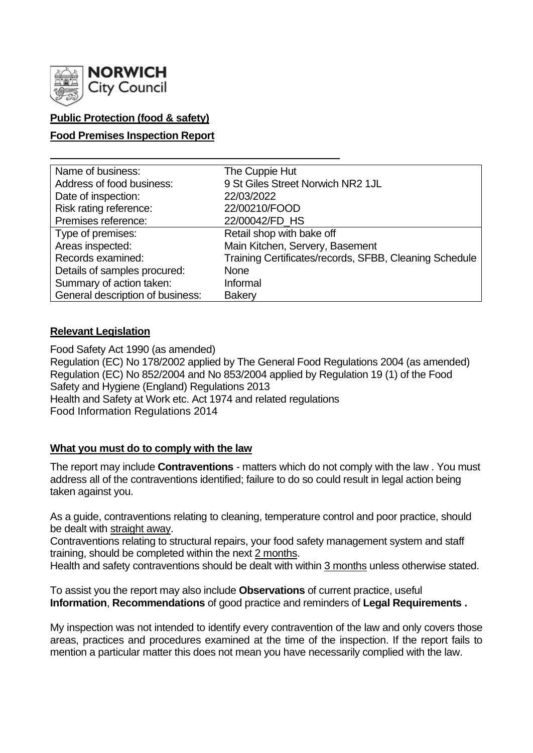**NORWICH City Council**

**Public Protection (food & safety)**

**Food Premises Inspection Report**

| Name of business: | The Cuppie Hut |
|---|---|
| Address of food business: | 9 St Giles Street Norwich NR2 1JL |
| Date of inspection: | 22/03/2022 |
| Risk rating reference: | 22/00210/FOOD |
| Premises reference: | 22/00042/FD_HS |
| Type of premises: | Retail shop with bake off |
| Areas inspected: | Main Kitchen, Servery, Basement |
| Records examined: | Training Certificates/records, SFBB, Cleaning Schedule |
| Details of samples procured: | None |
| Summary of action taken: | Informal |
| General description of business: | Bakery |

## Relevant Legislation

Food Safety Act 1990 (as amended)
Regulation (EC) No 178/2002 applied by The General Food Regulations 2004 (as amended)
Regulation (EC) No 852/2004 and No 853/2004 applied by Regulation 19 (1) of the Food Safety and Hygiene (England) Regulations 2013
Health and Safety at Work etc. Act 1974 and related regulations
Food Information Regulations 2014

## What you must do to comply with the law

The report may include **Contraventions** - matters which do not comply with the law . You must address all of the contraventions identified; failure to do so could result in legal action being taken against you.

As a guide, contraventions relating to cleaning, temperature control and poor practice, should be dealt with straight away.
Contraventions relating to structural repairs, your food safety management system and staff training, should be completed within the next 2 months.
Health and safety contraventions should be dealt with within 3 months unless otherwise stated.

To assist you the report may also include **Observations** of current practice, useful **Information**, **Recommendations** of good practice and reminders of **Legal Requirements .**

My inspection was not intended to identify every contravention of the law and only covers those areas, practices and procedures examined at the time of the inspection. If the report fails to mention a particular matter this does not mean you have necessarily complied with the law.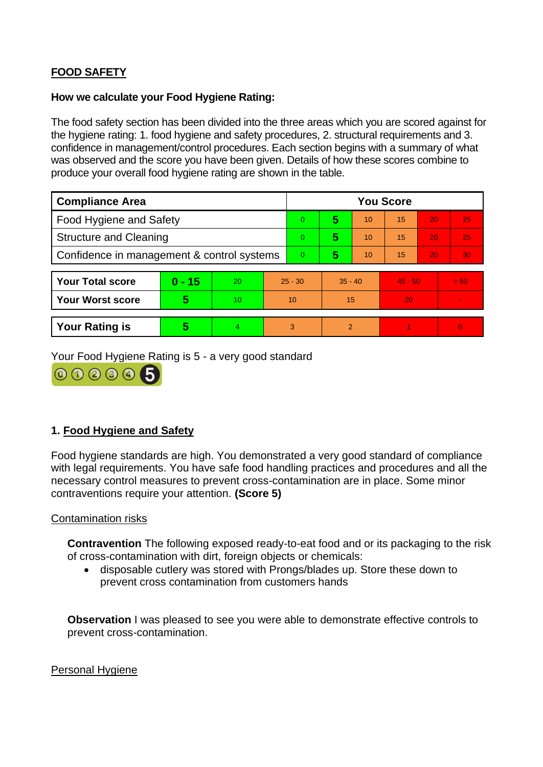**FOOD SAFETY**

**How we calculate your Food Hygiene Rating:**

The food safety section has been divided into the three areas which you are scored against for the hygiene rating: 1. food hygiene and safety procedures, 2. structural requirements and 3. confidence in management/control procedures. Each section begins with a summary of what was observed and the score you have been given. Details of how these scores combine to produce your overall food hygiene rating are shown in the table.

| Compliance Area | You Score | | | | | |
|---|---|---|---|---|---|---|
| Food Hygiene and Safety | 0 | **5** | 10 | 15 | 20 | 25 |
| Structure and Cleaning | 0 | **5** | 10 | 15 | 20 | 25 |
| Confidence in management & control systems | 0 | **5** | 10 | 15 | 20 | 30 |

| | | | | | | |
|---|---|---|---|---|---|---|
| **Your Total score** | **0 - 15** | 20 | 25 - 30 | 35 - 40 | 45 - 50 | > 50 |
| **Your Worst score** | **5** | 10 | 10 | 15 | 20 | - |

| | | | | | | |
|---|---|---|---|---|---|---|
| **Your Rating is** | **5** | 4 | 3 | 2 | 1 | 0 |

Your Food Hygiene Rating is 5 - a very good standard

## 1. Food Hygiene and Safety

Food hygiene standards are high. You demonstrated a very good standard of compliance with legal requirements. You have safe food handling practices and procedures and all the necessary control measures to prevent cross-contamination are in place. Some minor contraventions require your attention. **(Score 5)**

Contamination risks

**Contravention** The following exposed ready-to-eat food and or its packaging to the risk of cross-contamination with dirt, foreign objects or chemicals:

- disposable cutlery was stored with Prongs/blades up. Store these down to prevent cross contamination from customers hands

**Observation** I was pleased to see you were able to demonstrate effective controls to prevent cross-contamination.

Personal Hygiene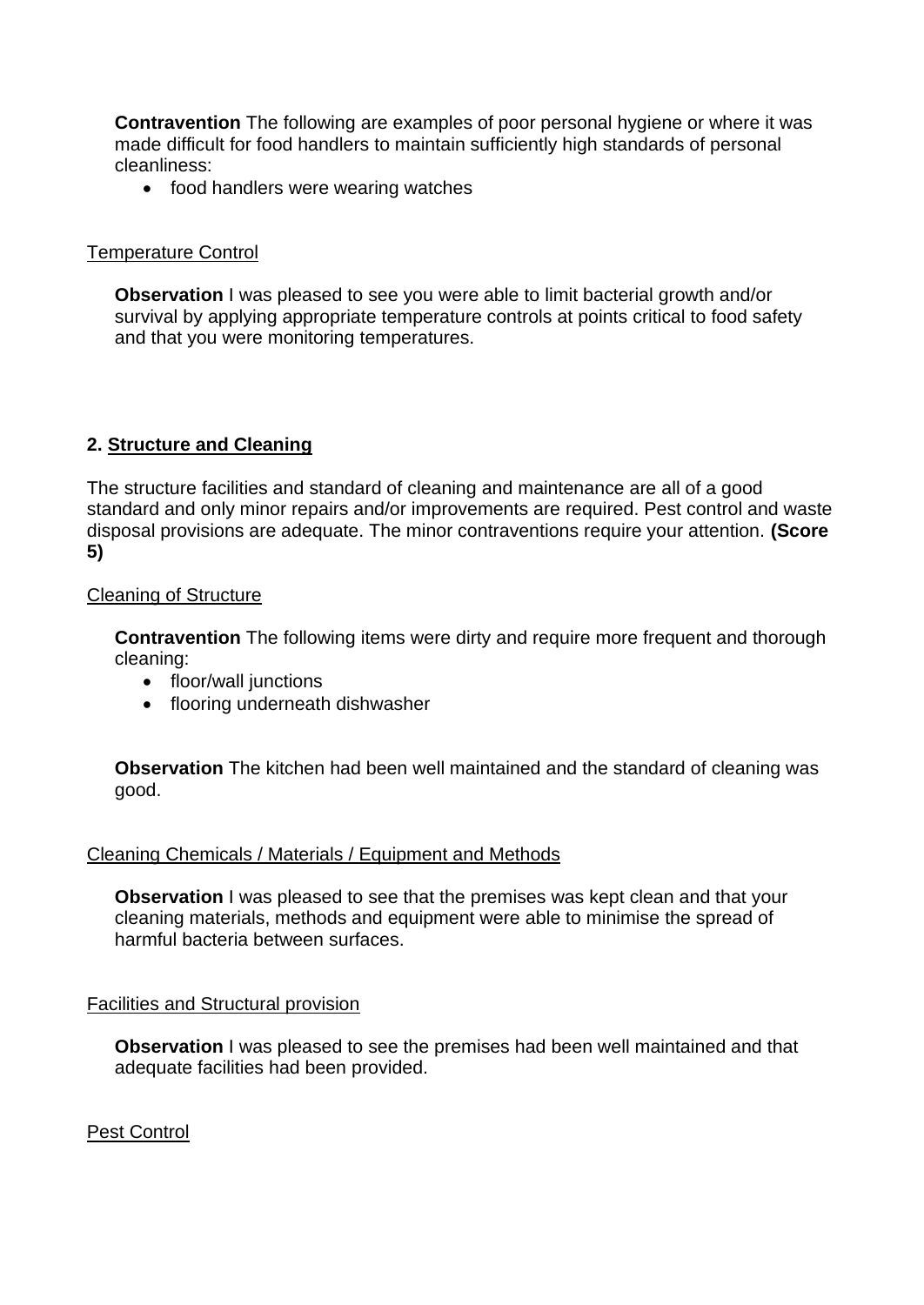**Contravention** The following are examples of poor personal hygiene or where it was made difficult for food handlers to maintain sufficiently high standards of personal cleanliness:

- food handlers were wearing watches

Temperature Control

**Observation** I was pleased to see you were able to limit bacterial growth and/or survival by applying appropriate temperature controls at points critical to food safety and that you were monitoring temperatures.

## 2. Structure and Cleaning

The structure facilities and standard of cleaning and maintenance are all of a good standard and only minor repairs and/or improvements are required. Pest control and waste disposal provisions are adequate. The minor contraventions require your attention. **(Score 5)**

Cleaning of Structure

**Contravention** The following items were dirty and require more frequent and thorough cleaning:

- floor/wall junctions
- flooring underneath dishwasher

**Observation** The kitchen had been well maintained and the standard of cleaning was good.

Cleaning Chemicals / Materials / Equipment and Methods

**Observation** I was pleased to see that the premises was kept clean and that your cleaning materials, methods and equipment were able to minimise the spread of harmful bacteria between surfaces.

Facilities and Structural provision

**Observation** I was pleased to see the premises had been well maintained and that adequate facilities had been provided.

Pest Control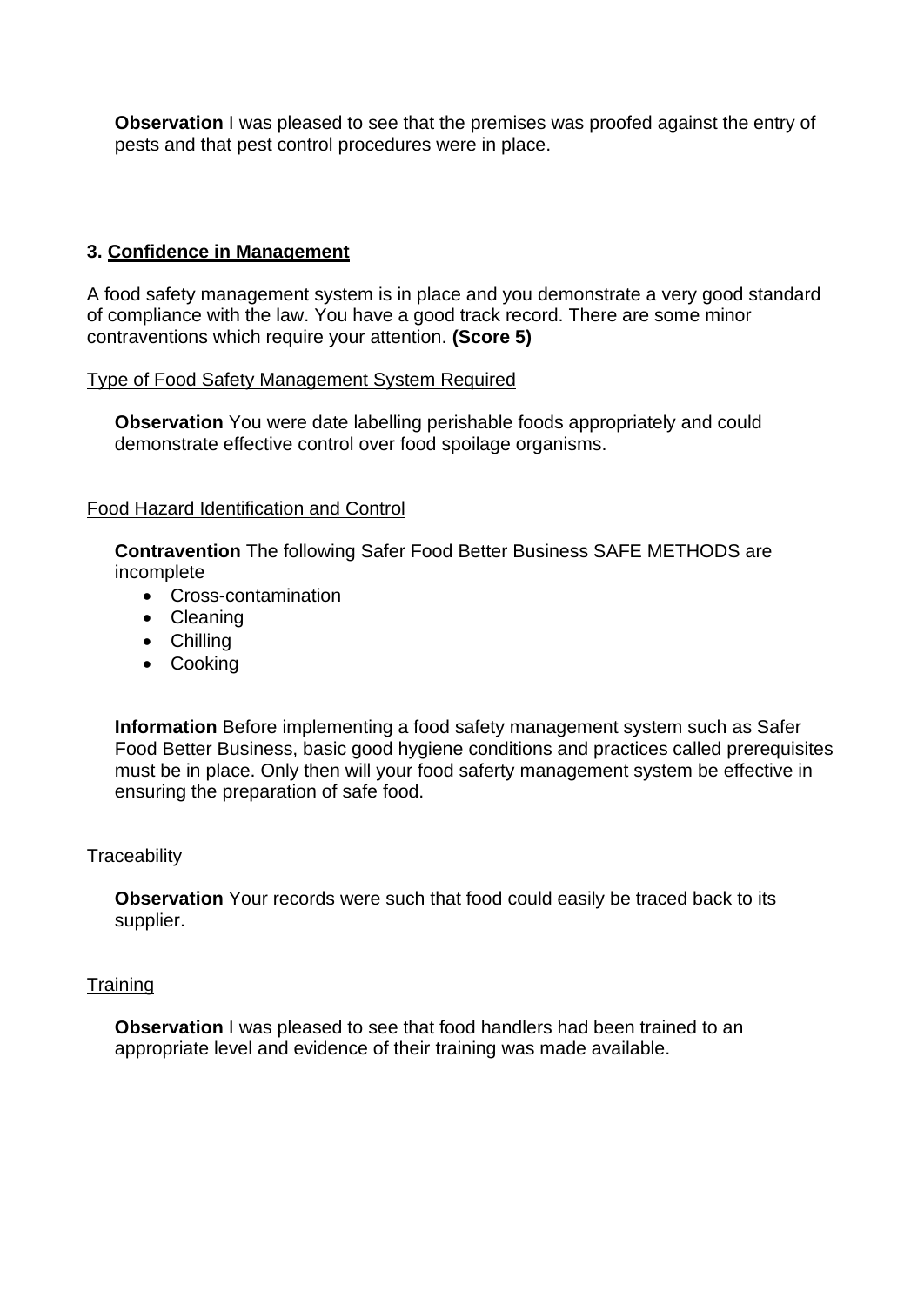**Observation** I was pleased to see that the premises was proofed against the entry of pests and that pest control procedures were in place.

### 3. Confidence in Management

A food safety management system is in place and you demonstrate a very good standard of compliance with the law. You have a good track record. There are some minor contraventions which require your attention. **(Score 5)**

Type of Food Safety Management System Required

**Observation** You were date labelling perishable foods appropriately and could demonstrate effective control over food spoilage organisms.

Food Hazard Identification and Control

**Contravention** The following Safer Food Better Business SAFE METHODS are incomplete

- Cross-contamination
- Cleaning
- Chilling
- Cooking

**Information** Before implementing a food safety management system such as Safer Food Better Business, basic good hygiene conditions and practices called prerequisites must be in place. Only then will your food saferty management system be effective in ensuring the preparation of safe food.

Traceability

**Observation** Your records were such that food could easily be traced back to its supplier.

Training

**Observation** I was pleased to see that food handlers had been trained to an appropriate level and evidence of their training was made available.